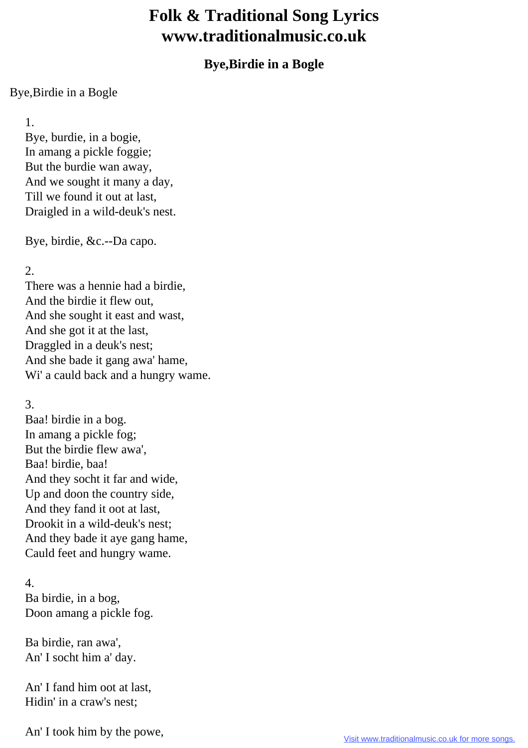# Folk & Traditional Song Lyrics
# www.traditionalmusic.co.uk

## Bye,Birdie in a Bogle

Bye,Birdie in a Bogle

1.
Bye, burdie, in a bogie,
In amang a pickle foggie;
But the burdie wan away,
And we sought it many a day,
Till we found it out at last,
Draigled in a wild-deuk's nest.

Bye, birdie, &c.--Da capo.

2.
There was a hennie had a birdie,
And the birdie it flew out,
And she sought it east and wast,
And she got it at the last,
Draggled in a deuk's nest;
And she bade it gang awa' hame,
Wi' a cauld back and a hungry wame.

3.
Baa! birdie in a bog.
In amang a pickle fog;
But the birdie flew awa',
Baa! birdie, baa!
And they socht it far and wide,
Up and doon the country side,
And they fand it oot at last,
Drookit in a wild-deuk's nest;
And they bade it aye gang hame,
Cauld feet and hungry wame.

4.
Ba birdie, in a bog,
Doon amang a pickle fog.

Ba birdie, ran awa',
An' I socht him a' day.

An' I fand him oot at last,
Hidin' in a craw's nest;

An' I took him by the powe,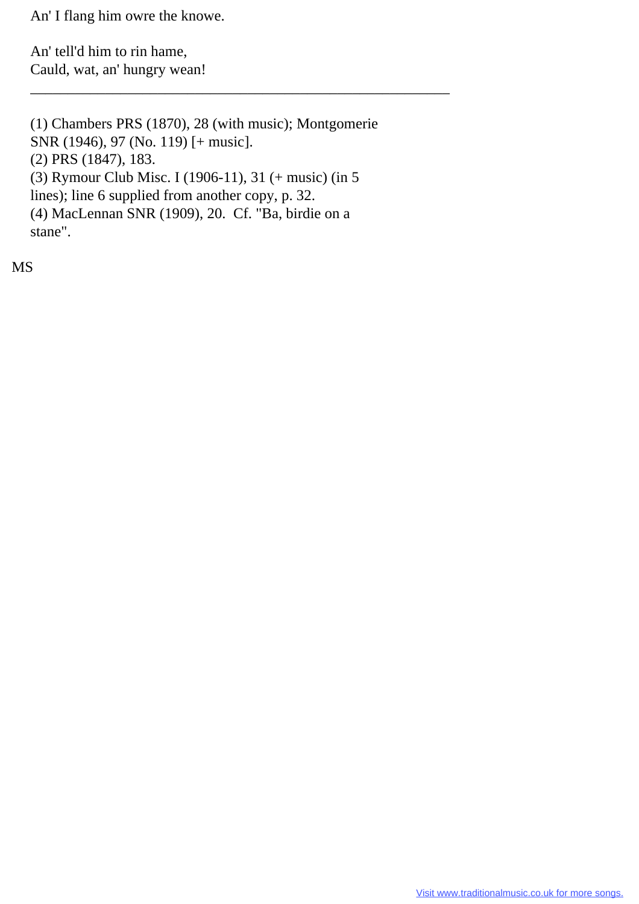An' I flang him owre the knowe.

An' tell'd him to rin hame,  
Cauld, wat, an' hungry wean!

---

(1) Chambers PRS (1870), 28 (with music); Montgomerie SNR (1946), 97 (No. 119) [+ music].  
(2) PRS (1847), 183.  
(3) Rymour Club Misc. I (1906-11), 31 (+ music) (in 5 lines); line 6 supplied from another copy, p. 32.  
(4) MacLennan SNR (1909), 20. Cf. "Ba, birdie on a stane".

MS